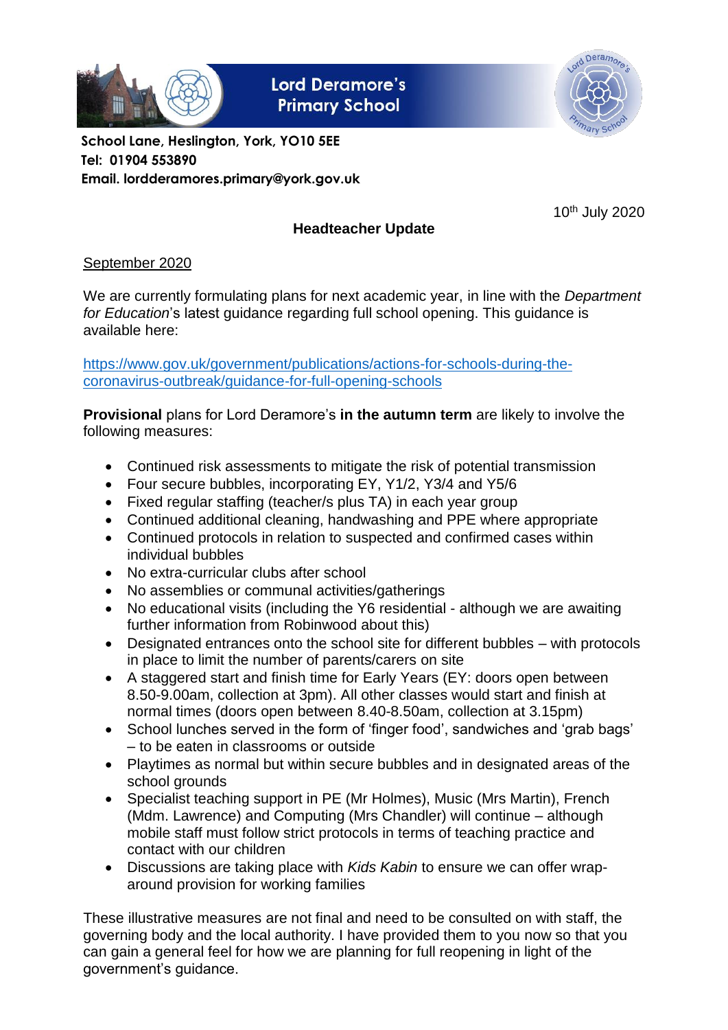# Lord Deramore's Primary School

**School Lane, Heslington, York, YO10 5EE**
**Tel: 01904 553890**
**Email. lordderamores.primary@york.gov.uk**

10th July 2020

## Headteacher Update

September 2020

We are currently formulating plans for next academic year, in line with the *Department for Education*'s latest guidance regarding full school opening. This guidance is available here:

https://www.gov.uk/government/publications/actions-for-schools-during-the-coronavirus-outbreak/guidance-for-full-opening-schools

**Provisional** plans for Lord Deramore's **in the autumn term** are likely to involve the following measures:

- Continued risk assessments to mitigate the risk of potential transmission
- Four secure bubbles, incorporating EY, Y1/2, Y3/4 and Y5/6
- Fixed regular staffing (teacher/s plus TA) in each year group
- Continued additional cleaning, handwashing and PPE where appropriate
- Continued protocols in relation to suspected and confirmed cases within individual bubbles
- No extra-curricular clubs after school
- No assemblies or communal activities/gatherings
- No educational visits (including the Y6 residential - although we are awaiting further information from Robinwood about this)
- Designated entrances onto the school site for different bubbles – with protocols in place to limit the number of parents/carers on site
- A staggered start and finish time for Early Years (EY: doors open between 8.50-9.00am, collection at 3pm). All other classes would start and finish at normal times (doors open between 8.40-8.50am, collection at 3.15pm)
- School lunches served in the form of 'finger food', sandwiches and 'grab bags' – to be eaten in classrooms or outside
- Playtimes as normal but within secure bubbles and in designated areas of the school grounds
- Specialist teaching support in PE (Mr Holmes), Music (Mrs Martin), French (Mdm. Lawrence) and Computing (Mrs Chandler) will continue – although mobile staff must follow strict protocols in terms of teaching practice and contact with our children
- Discussions are taking place with *Kids Kabin* to ensure we can offer wrap-around provision for working families

These illustrative measures are not final and need to be consulted on with staff, the governing body and the local authority. I have provided them to you now so that you can gain a general feel for how we are planning for full reopening in light of the government's guidance.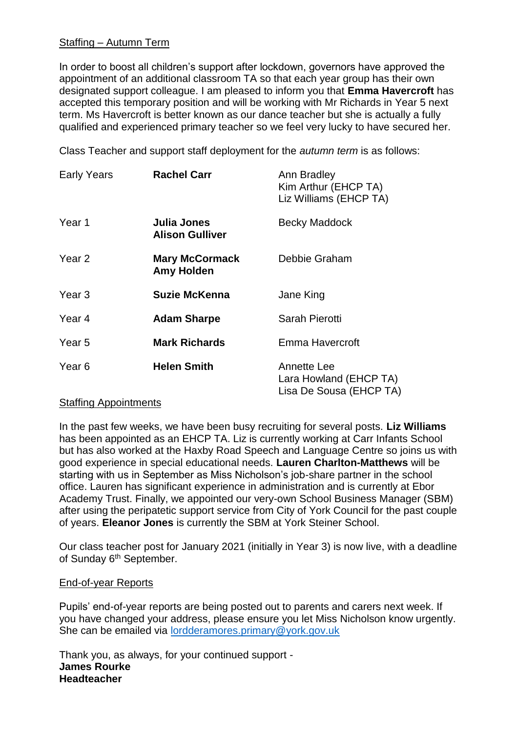## Staffing – Autumn Term

In order to boost all children's support after lockdown, governors have approved the appointment of an additional classroom TA so that each year group has their own designated support colleague. I am pleased to inform you that **Emma Havercroft** has accepted this temporary position and will be working with Mr Richards in Year 5 next term. Ms Havercroft is better known as our dance teacher but she is actually a fully qualified and experienced primary teacher so we feel very lucky to have secured her.

Class Teacher and support staff deployment for the *autumn term* is as follows:

| | | |
|---|---|---|
| Early Years | **Rachel Carr** | Ann Bradley<br>Kim Arthur (EHCP TA)<br>Liz Williams (EHCP TA) |
| Year 1 | **Julia Jones**<br>**Alison Gulliver** | Becky Maddock |
| Year 2 | **Mary McCormack**<br>**Amy Holden** | Debbie Graham |
| Year 3 | **Suzie McKenna** | Jane King |
| Year 4 | **Adam Sharpe** | Sarah Pierotti |
| Year 5 | **Mark Richards** | Emma Havercroft |
| Year 6 | **Helen Smith** | Annette Lee<br>Lara Howland (EHCP TA)<br>Lisa De Sousa (EHCP TA) |

## Staffing Appointments

In the past few weeks, we have been busy recruiting for several posts. **Liz Williams** has been appointed as an EHCP TA. Liz is currently working at Carr Infants School but has also worked at the Haxby Road Speech and Language Centre so joins us with good experience in special educational needs. **Lauren Charlton-Matthews** will be starting with us in September as Miss Nicholson's job-share partner in the school office. Lauren has significant experience in administration and is currently at Ebor Academy Trust. Finally, we appointed our very-own School Business Manager (SBM) after using the peripatetic support service from City of York Council for the past couple of years. **Eleanor Jones** is currently the SBM at York Steiner School.

Our class teacher post for January 2021 (initially in Year 3) is now live, with a deadline of Sunday 6th September.

## End-of-year Reports

Pupils' end-of-year reports are being posted out to parents and carers next week. If you have changed your address, please ensure you let Miss Nicholson know urgently. She can be emailed via lordderamores.primary@york.gov.uk

Thank you, as always, for your continued support -
**James Rourke**
**Headteacher**